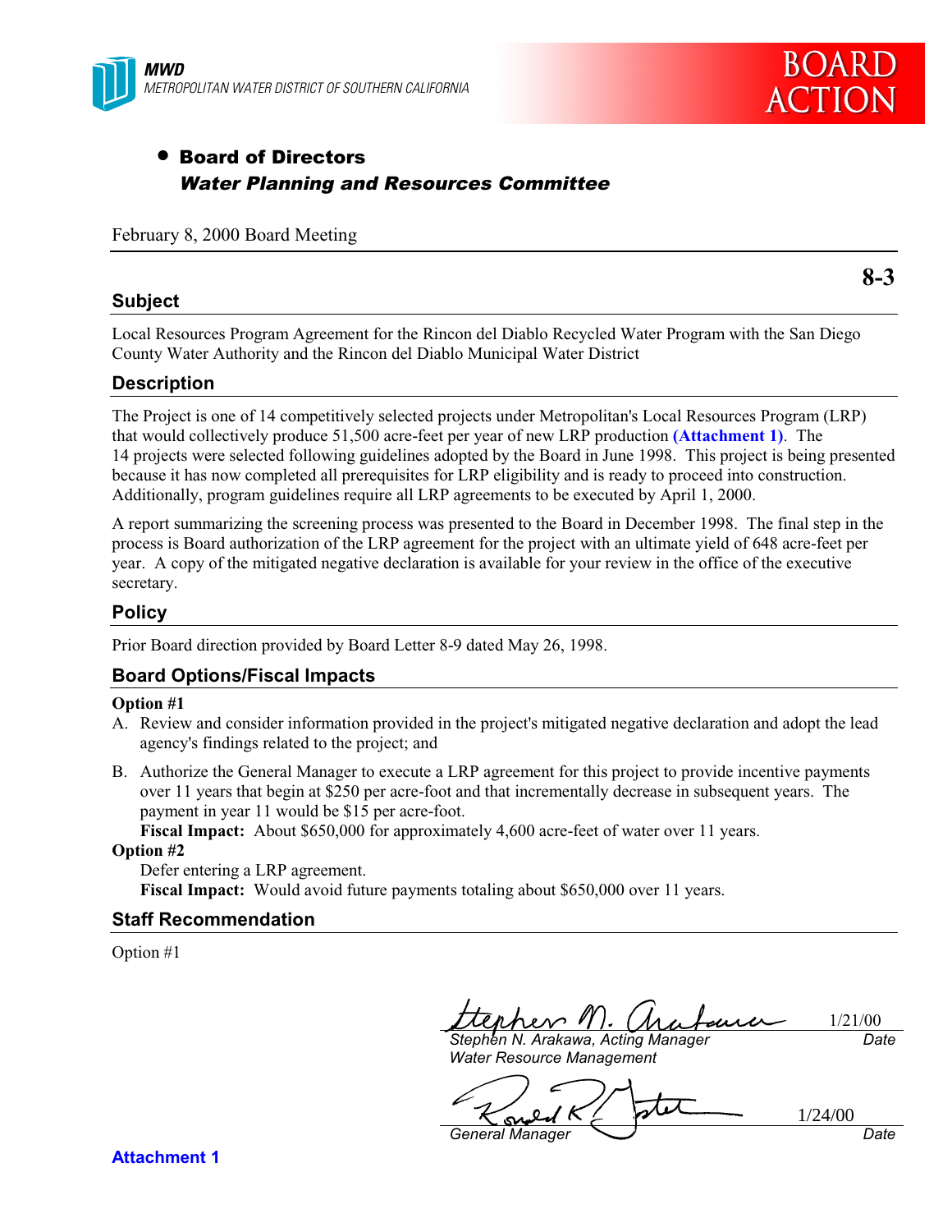MWD
METROPOLITAN WATER DISTRICT OF SOUTHERN CALIFORNIA

BOARD ACTION

- **Board of Directors**
  ***Water Planning and Resources Committee***

February 8, 2000 Board Meeting

**8-3**

## Subject

Local Resources Program Agreement for the Rincon del Diablo Recycled Water Program with the San Diego County Water Authority and the Rincon del Diablo Municipal Water District

## Description

The Project is one of 14 competitively selected projects under Metropolitan's Local Resources Program (LRP) that would collectively produce 51,500 acre-feet per year of new LRP production **(Attachment 1)**. The 14 projects were selected following guidelines adopted by the Board in June 1998. This project is being presented because it has now completed all prerequisites for LRP eligibility and is ready to proceed into construction. Additionally, program guidelines require all LRP agreements to be executed by April 1, 2000.

A report summarizing the screening process was presented to the Board in December 1998. The final step in the process is Board authorization of the LRP agreement for the project with an ultimate yield of 648 acre-feet per year. A copy of the mitigated negative declaration is available for your review in the office of the executive secretary.

## Policy

Prior Board direction provided by Board Letter 8-9 dated May 26, 1998.

## Board Options/Fiscal Impacts

**Option #1**

A. Review and consider information provided in the project's mitigated negative declaration and adopt the lead agency's findings related to the project; and

B. Authorize the General Manager to execute a LRP agreement for this project to provide incentive payments over 11 years that begin at $250 per acre-foot and that incrementally decrease in subsequent years. The payment in year 11 would be $15 per acre-foot.
**Fiscal Impact:** About $650,000 for approximately 4,600 acre-feet of water over 11 years.

**Option #2**

Defer entering a LRP agreement.
**Fiscal Impact:** Would avoid future payments totaling about $650,000 over 11 years.

## Staff Recommendation

Option #1

Stephen N. Arakawa, Acting Manager, Water Resource Management — Date: 1/21/00

General Manager — Date: 1/24/00

**Attachment 1**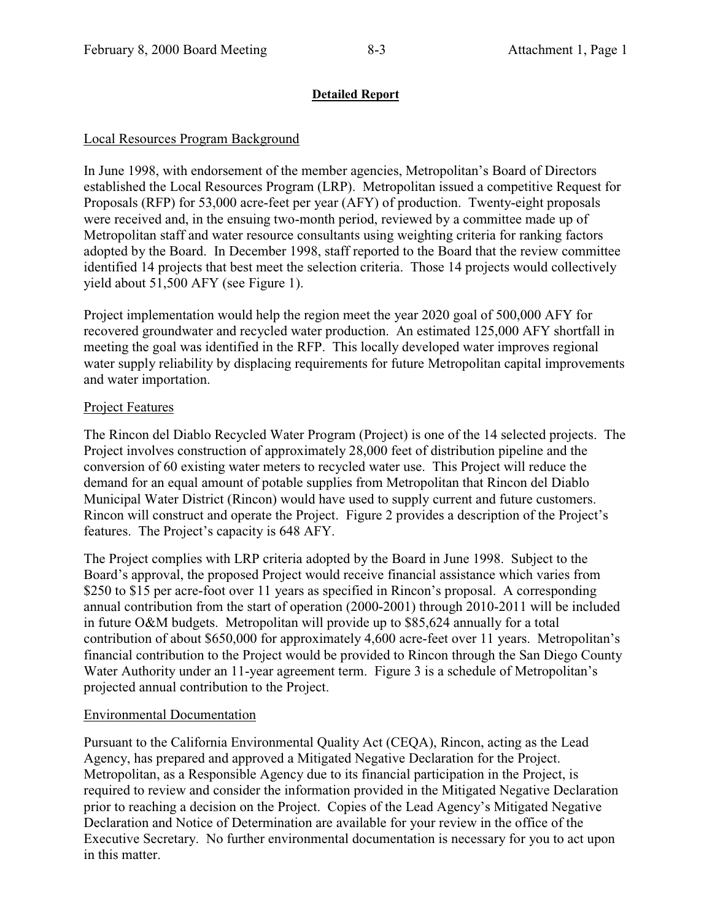## Detailed Report

### Local Resources Program Background

In June 1998, with endorsement of the member agencies, Metropolitan's Board of Directors established the Local Resources Program (LRP). Metropolitan issued a competitive Request for Proposals (RFP) for 53,000 acre-feet per year (AFY) of production. Twenty-eight proposals were received and, in the ensuing two-month period, reviewed by a committee made up of Metropolitan staff and water resource consultants using weighting criteria for ranking factors adopted by the Board. In December 1998, staff reported to the Board that the review committee identified 14 projects that best meet the selection criteria. Those 14 projects would collectively yield about 51,500 AFY (see Figure 1).

Project implementation would help the region meet the year 2020 goal of 500,000 AFY for recovered groundwater and recycled water production. An estimated 125,000 AFY shortfall in meeting the goal was identified in the RFP. This locally developed water improves regional water supply reliability by displacing requirements for future Metropolitan capital improvements and water importation.

### Project Features

The Rincon del Diablo Recycled Water Program (Project) is one of the 14 selected projects. The Project involves construction of approximately 28,000 feet of distribution pipeline and the conversion of 60 existing water meters to recycled water use. This Project will reduce the demand for an equal amount of potable supplies from Metropolitan that Rincon del Diablo Municipal Water District (Rincon) would have used to supply current and future customers. Rincon will construct and operate the Project. Figure 2 provides a description of the Project's features. The Project's capacity is 648 AFY.

The Project complies with LRP criteria adopted by the Board in June 1998. Subject to the Board's approval, the proposed Project would receive financial assistance which varies from \$250 to \$15 per acre-foot over 11 years as specified in Rincon's proposal. A corresponding annual contribution from the start of operation (2000-2001) through 2010-2011 will be included in future O&M budgets. Metropolitan will provide up to \$85,624 annually for a total contribution of about \$650,000 for approximately 4,600 acre-feet over 11 years. Metropolitan's financial contribution to the Project would be provided to Rincon through the San Diego County Water Authority under an 11-year agreement term. Figure 3 is a schedule of Metropolitan's projected annual contribution to the Project.

### Environmental Documentation

Pursuant to the California Environmental Quality Act (CEQA), Rincon, acting as the Lead Agency, has prepared and approved a Mitigated Negative Declaration for the Project. Metropolitan, as a Responsible Agency due to its financial participation in the Project, is required to review and consider the information provided in the Mitigated Negative Declaration prior to reaching a decision on the Project. Copies of the Lead Agency's Mitigated Negative Declaration and Notice of Determination are available for your review in the office of the Executive Secretary. No further environmental documentation is necessary for you to act upon in this matter.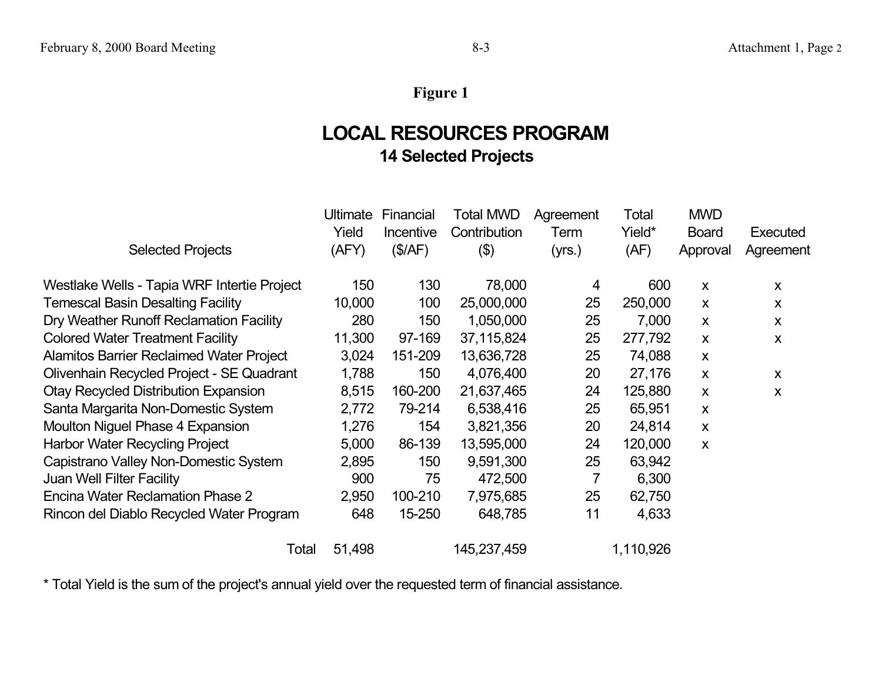**Figure 1**

# LOCAL RESOURCES PROGRAM

## 14 Selected Projects

| Selected Projects | Ultimate Yield (AFY) | Financial Incentive ($/AF) | Total MWD Contribution ($) | Agreement Term (yrs.) | Total Yield* (AF) | MWD Board Approval | Executed Agreement |
|---|---|---|---|---|---|---|---|
| Westlake Wells - Tapia WRF Intertie Project | 150 | 130 | 78,000 | 4 | 600 | x | x |
| Temescal Basin Desalting Facility | 10,000 | 100 | 25,000,000 | 25 | 250,000 | x | x |
| Dry Weather Runoff Reclamation Facility | 280 | 150 | 1,050,000 | 25 | 7,000 | x | x |
| Colored Water Treatment Facility | 11,300 | 97-169 | 37,115,824 | 25 | 277,792 | x | x |
| Alamitos Barrier Reclaimed Water Project | 3,024 | 151-209 | 13,636,728 | 25 | 74,088 | x | |
| Olivenhain Recycled Project - SE Quadrant | 1,788 | 150 | 4,076,400 | 20 | 27,176 | x | x |
| Otay Recycled Distribution Expansion | 8,515 | 160-200 | 21,637,465 | 24 | 125,880 | x | x |
| Santa Margarita Non-Domestic System | 2,772 | 79-214 | 6,538,416 | 25 | 65,951 | x | |
| Moulton Niguel Phase 4 Expansion | 1,276 | 154 | 3,821,356 | 20 | 24,814 | x | |
| Harbor Water Recycling Project | 5,000 | 86-139 | 13,595,000 | 24 | 120,000 | x | |
| Capistrano Valley Non-Domestic System | 2,895 | 150 | 9,591,300 | 25 | 63,942 | | |
| Juan Well Filter Facility | 900 | 75 | 472,500 | 7 | 6,300 | | |
| Encina Water Reclamation Phase 2 | 2,950 | 100-210 | 7,975,685 | 25 | 62,750 | | |
| Rincon del Diablo Recycled Water Program | 648 | 15-250 | 648,785 | 11 | 4,633 | | |
| Total | 51,498 | | 145,237,459 | | 1,110,926 | | |

* Total Yield is the sum of the project's annual yield over the requested term of financial assistance.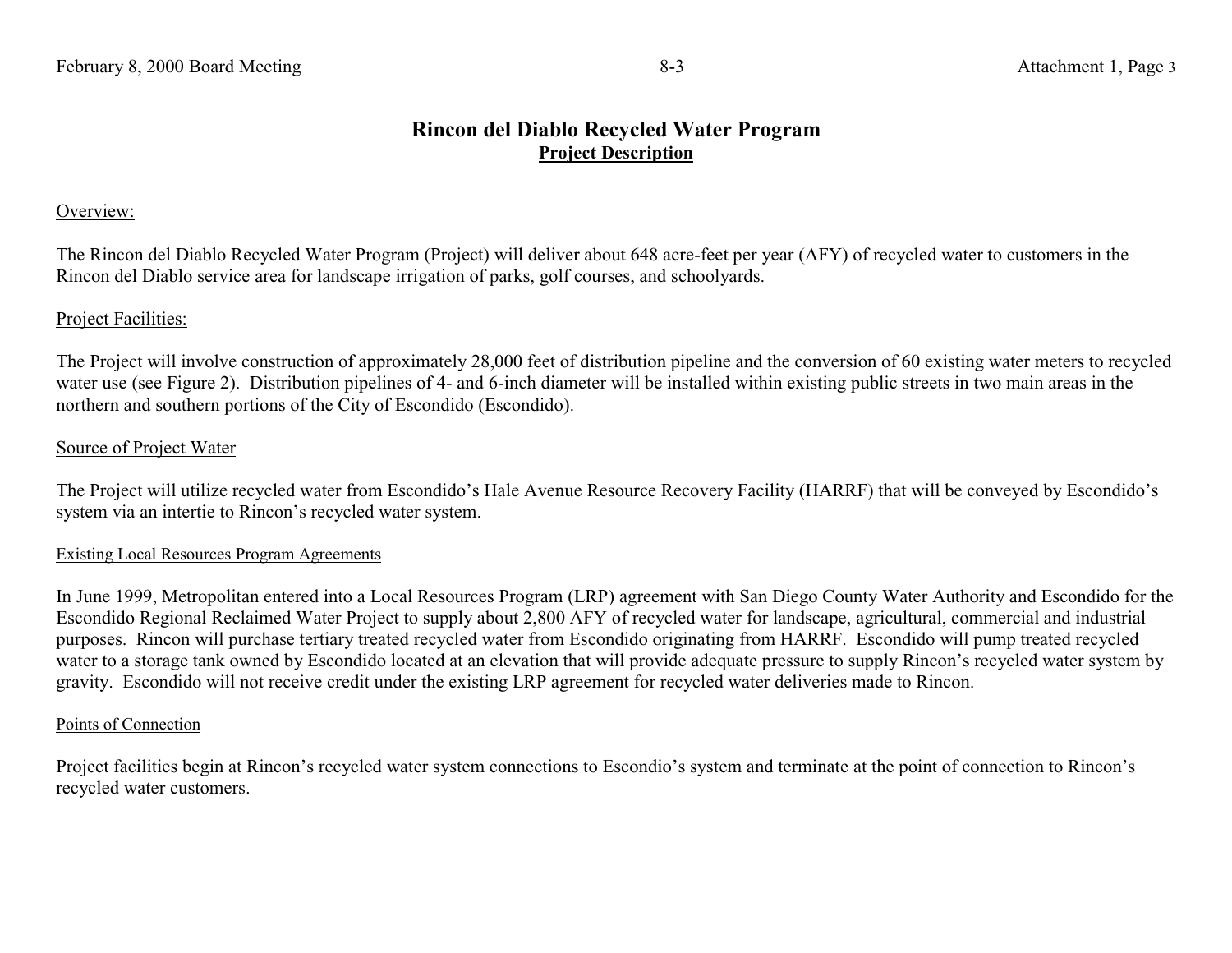# Rincon del Diablo Recycled Water Program

## Project Description

Overview:

The Rincon del Diablo Recycled Water Program (Project) will deliver about 648 acre-feet per year (AFY) of recycled water to customers in the Rincon del Diablo service area for landscape irrigation of parks, golf courses, and schoolyards.

Project Facilities:

The Project will involve construction of approximately 28,000 feet of distribution pipeline and the conversion of 60 existing water meters to recycled water use (see Figure 2). Distribution pipelines of 4- and 6-inch diameter will be installed within existing public streets in two main areas in the northern and southern portions of the City of Escondido (Escondido).

Source of Project Water

The Project will utilize recycled water from Escondido's Hale Avenue Resource Recovery Facility (HARRF) that will be conveyed by Escondido's system via an intertie to Rincon's recycled water system.

Existing Local Resources Program Agreements

In June 1999, Metropolitan entered into a Local Resources Program (LRP) agreement with San Diego County Water Authority and Escondido for the Escondido Regional Reclaimed Water Project to supply about 2,800 AFY of recycled water for landscape, agricultural, commercial and industrial purposes. Rincon will purchase tertiary treated recycled water from Escondido originating from HARRF. Escondido will pump treated recycled water to a storage tank owned by Escondido located at an elevation that will provide adequate pressure to supply Rincon's recycled water system by gravity. Escondido will not receive credit under the existing LRP agreement for recycled water deliveries made to Rincon.

Points of Connection

Project facilities begin at Rincon's recycled water system connections to Escondio's system and terminate at the point of connection to Rincon's recycled water customers.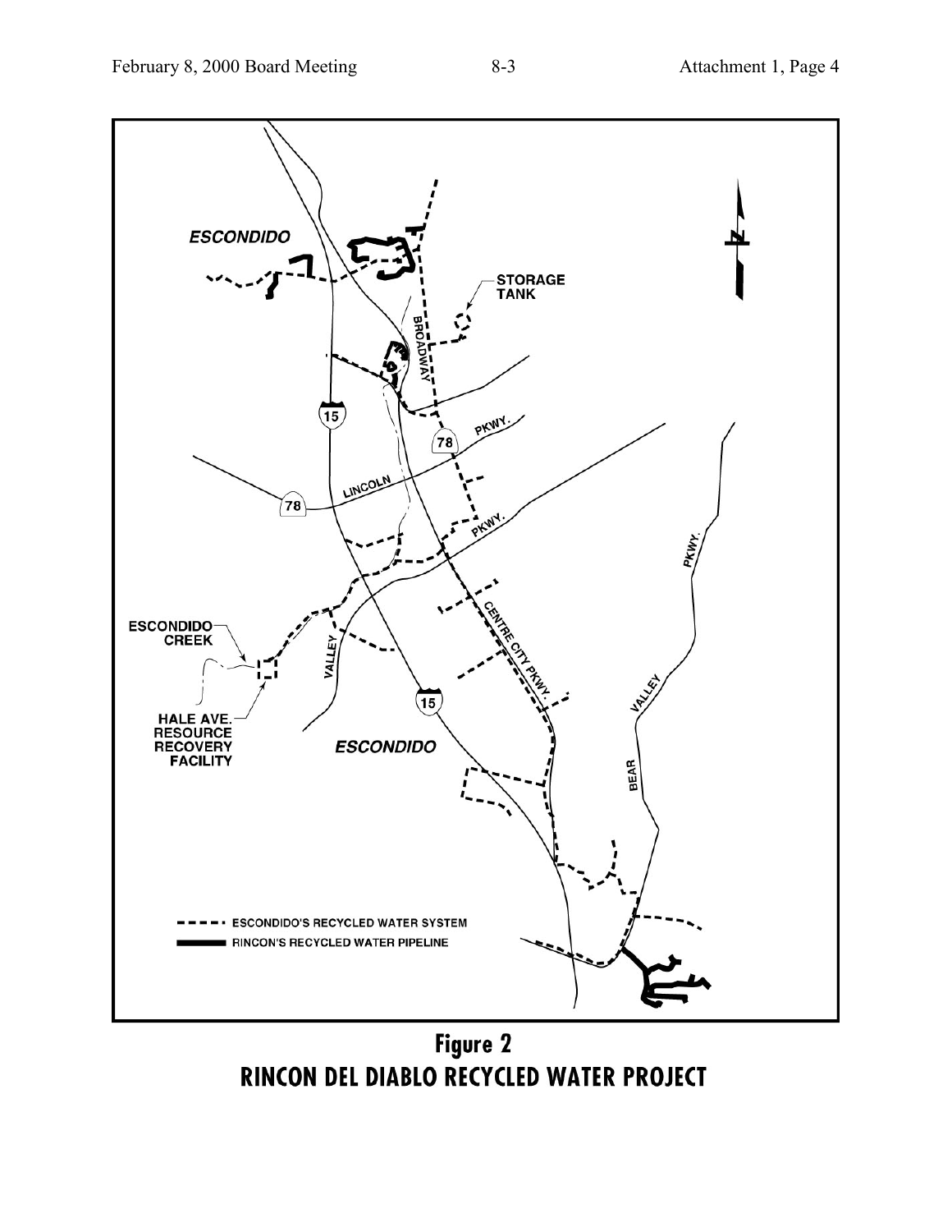ESCONDIDO

STORAGE TANK

BROADWAY

15

78

PKWY.

LINCOLN

78

PKWY.

ESCONDIDO CREEK

VALLEY

CENTRE CITY PKWY.

15

HALE AVE. RESOURCE RECOVERY FACILITY

ESCONDIDO

PKWY.

VALLEY

BEAR

- - - - ESCONDIDO'S RECYCLED WATER SYSTEM
- ▬▬▬ RINCON'S RECYCLED WATER PIPELINE

**Figure 2**
**RINCON DEL DIABLO RECYCLED WATER PROJECT**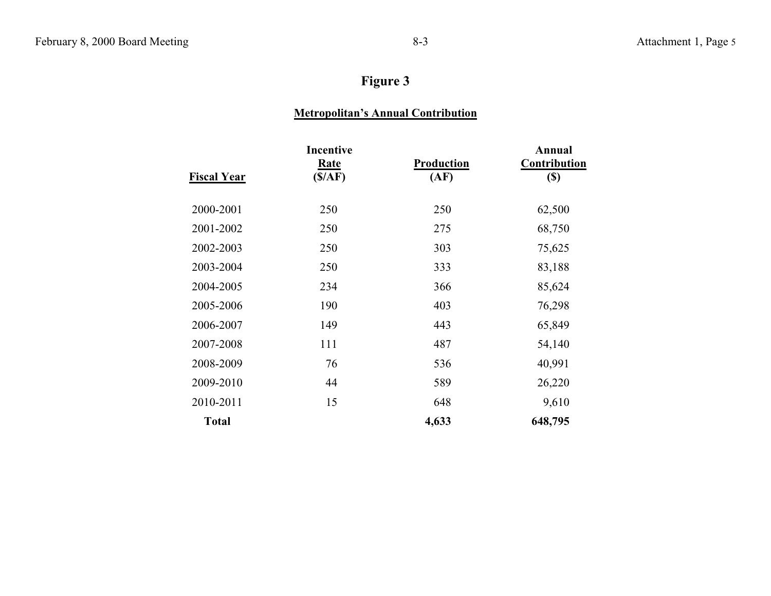# Figure 3

**Metropolitan's Annual Contribution**

| Fiscal Year | Incentive Rate ($/AF) | Production (AF) | Annual Contribution ($) |
|---|---|---|---|
| 2000-2001 | 250 | 250 | 62,500 |
| 2001-2002 | 250 | 275 | 68,750 |
| 2002-2003 | 250 | 303 | 75,625 |
| 2003-2004 | 250 | 333 | 83,188 |
| 2004-2005 | 234 | 366 | 85,624 |
| 2005-2006 | 190 | 403 | 76,298 |
| 2006-2007 | 149 | 443 | 65,849 |
| 2007-2008 | 111 | 487 | 54,140 |
| 2008-2009 | 76 | 536 | 40,991 |
| 2009-2010 | 44 | 589 | 26,220 |
| 2010-2011 | 15 | 648 | 9,610 |
| **Total** | | **4,633** | **648,795** |